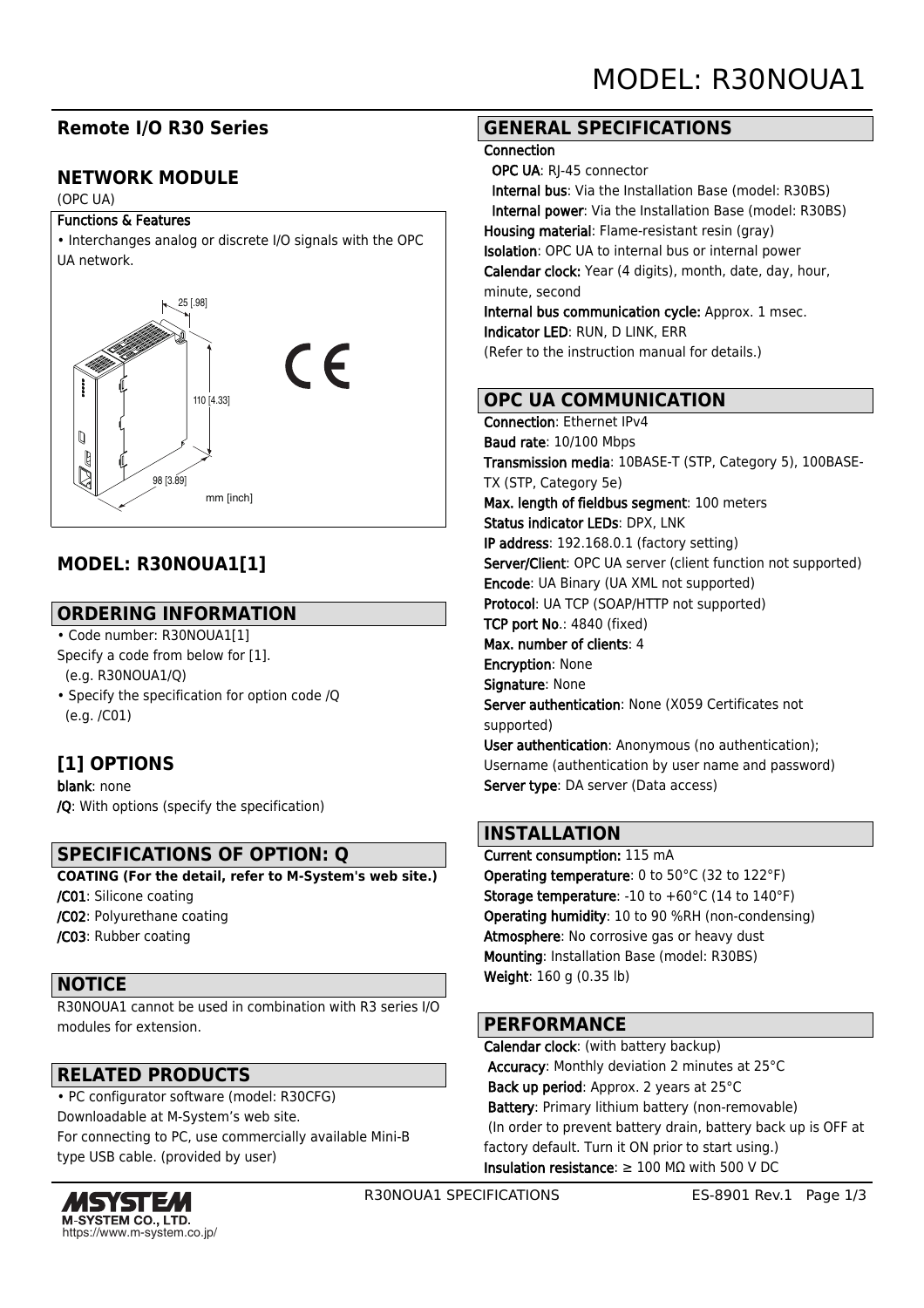# MODEL: R30NOUA1

## Remote I/O R30 Series

## NETWORK MODULE

(OPC UA)

**Functions & Features**

• Interchanges analog or discrete I/O signals with the OPC UA network.

25 [.98]

110 [4.33]

98 [3.89]

mm [inch]

## MODEL: R30NOUA1[1]

## ORDERING INFORMATION

• Code number: R30NOUA1[1]
Specify a code from below for [1].
(e.g. R30NOUA1/Q)
• Specify the specification for option code /Q
(e.g. /C01)

## [1] OPTIONS

**blank**: none
**/Q**: With options (specify the specification)

## SPECIFICATIONS OF OPTION: Q

**COATING (For the detail, refer to M-System's web site.)**
**/C01**: Silicone coating
**/C02**: Polyurethane coating
**/C03**: Rubber coating

## NOTICE

R30NOUA1 cannot be used in combination with R3 series I/O modules for extension.

## RELATED PRODUCTS

• PC configurator software (model: R30CFG)
Downloadable at M-System's web site.
For connecting to PC, use commercially available Mini-B type USB cable. (provided by user)

## GENERAL SPECIFICATIONS

**Connection**
**OPC UA**: RJ-45 connector
**Internal bus**: Via the Installation Base (model: R30BS)
**Internal power**: Via the Installation Base (model: R30BS)
**Housing material**: Flame-resistant resin (gray)
**Isolation**: OPC UA to internal bus or internal power
**Calendar clock:** Year (4 digits), month, date, day, hour, minute, second
**Internal bus communication cycle:** Approx. 1 msec.
**Indicator LED**: RUN, D LINK, ERR
(Refer to the instruction manual for details.)

## OPC UA COMMUNICATION

**Connection**: Ethernet IPv4
**Baud rate**: 10/100 Mbps
**Transmission media**: 10BASE-T (STP, Category 5), 100BASE-TX (STP, Category 5e)
**Max. length of fieldbus segment**: 100 meters
**Status indicator LEDs**: DPX, LNK
**IP address**: 192.168.0.1 (factory setting)
**Server/Client**: OPC UA server (client function not supported)
**Encode**: UA Binary (UA XML not supported)
**Protocol**: UA TCP (SOAP/HTTP not supported)
**TCP port No.**: 4840 (fixed)
**Max. number of clients**: 4
**Encryption**: None
**Signature**: None
**Server authentication**: None (X059 Certificates not supported)
**User authentication**: Anonymous (no authentication); Username (authentication by user name and password)
**Server type**: DA server (Data access)

## INSTALLATION

**Current consumption:** 115 mA
**Operating temperature**: 0 to 50°C (32 to 122°F)
**Storage temperature**: -10 to +60°C (14 to 140°F)
**Operating humidity**: 10 to 90 %RH (non-condensing)
**Atmosphere**: No corrosive gas or heavy dust
**Mounting**: Installation Base (model: R30BS)
**Weight**: 160 g (0.35 lb)

## PERFORMANCE

**Calendar clock**: (with battery backup)
**Accuracy**: Monthly deviation 2 minutes at 25°C
**Back up period**: Approx. 2 years at 25°C
**Battery**: Primary lithium battery (non-removable)
(In order to prevent battery drain, battery back up is OFF at factory default. Turn it ON prior to start using.)
**Insulation resistance**: ≥ 100 MΩ with 500 V DC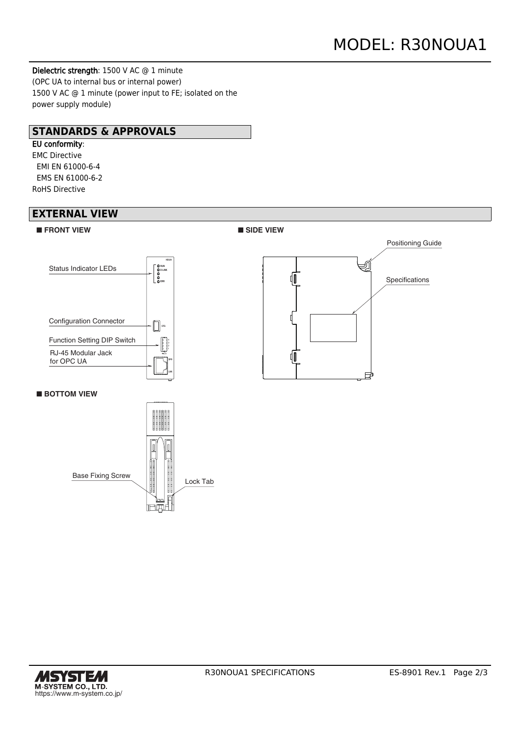**Dielectric strength**: 1500 V AC @ 1 minute
(OPC UA to internal bus or internal power)
1500 V AC @ 1 minute (power input to FE; isolated on the power supply module)

## STANDARDS & APPROVALS

**EU conformity**:
EMC Directive
  EMI EN 61000-6-4
  EMS EN 61000-6-2
RoHS Directive

## EXTERNAL VIEW

### ■ FRONT VIEW

Status Indicator LEDs
Configuration Connector
Function Setting DIP Switch
RJ-45 Modular Jack for OPC UA

### ■ SIDE VIEW

Positioning Guide
Specifications

### ■ BOTTOM VIEW

Base Fixing Screw
Lock Tab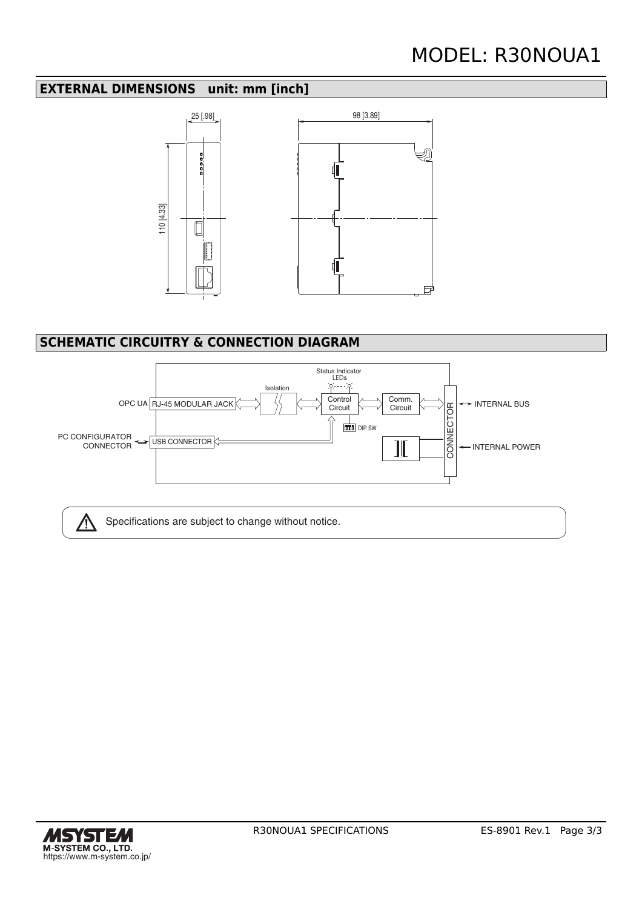MODEL: R30NOUA1

## EXTERNAL DIMENSIONS unit: mm [inch]

25 [.98]

98 [3.89]

110 [4.33]

## SCHEMATIC CIRCUITRY & CONNECTION DIAGRAM

Status Indicator LEDs

Isolation

OPC UA

RJ-45 MODULAR JACK

Control Circuit

Comm. Circuit

CONNECTOR

INTERNAL BUS

DIP SW

PC CONFIGURATOR CONNECTOR

USB CONNECTOR

INTERNAL POWER

⚠ Specifications are subject to change without notice.